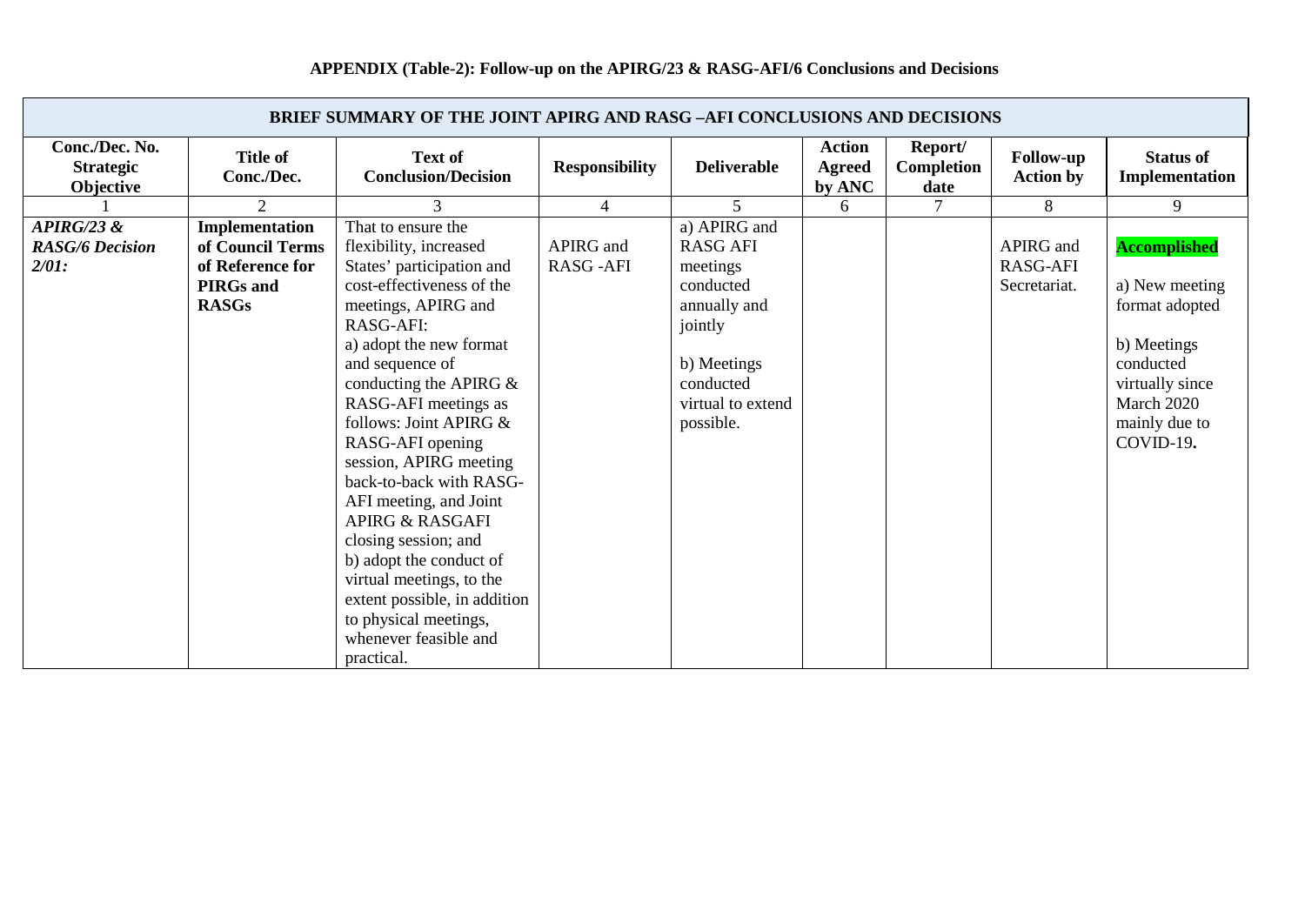**APPENDIX (Table-2): Follow-up on the APIRG/23 & RASG-AFI/6 Conclusions and Decisions**

| **BRIEF SUMMARY OF THE JOINT APIRG AND RASG –AFI CONCLUSIONS AND DECISIONS** | | | | | | | | |
|---|---|---|---|---|---|---|---|---|
| **Conc./Dec. No. Strategic Objective** | **Title of Conc./Dec.** | **Text of Conclusion/Decision** | **Responsibility** | **Deliverable** | **Action Agreed by ANC** | **Report/ Completion date** | **Follow-up Action by** | **Status of Implementation** |
| 1 | 2 | 3 | 4 | 5 | 6 | 7 | 8 | 9 |
| ***APIRG/23 & RASG/6 Decision 2/01:*** | **Implementation of Council Terms of Reference for PIRGs and RASGs** | That to ensure the flexibility, increased States' participation and cost-effectiveness of the meetings, APIRG and RASG-AFI: a) adopt the new format and sequence of conducting the APIRG & RASG-AFI meetings as follows: Joint APIRG & RASG-AFI opening session, APIRG meeting back-to-back with RASG-AFI meeting, and Joint APIRG & RASGAFI closing session; and b) adopt the conduct of virtual meetings, to the extent possible, in addition to physical meetings, whenever feasible and practical. | APIRG and RASG -AFI | a) APIRG and RASG AFI meetings conducted annually and jointly<br><br>b) Meetings conducted virtual to extend possible. | | | APIRG and RASG-AFI Secretariat. | **Accomplished**<br><br>a) New meeting format adopted<br><br>b) Meetings conducted virtually since March 2020 mainly due to COVID-19**.** |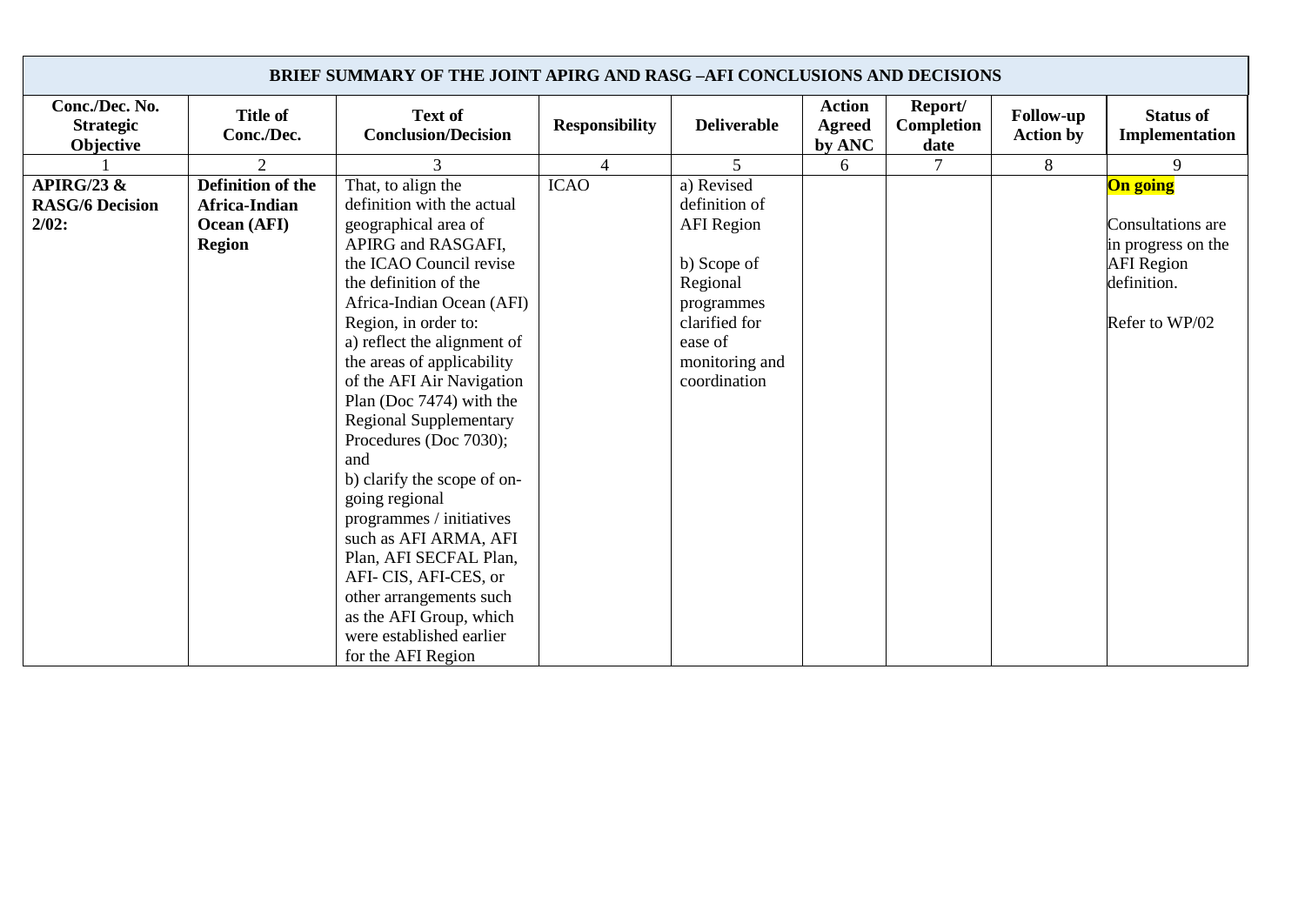| BRIEF SUMMARY OF THE JOINT APIRG AND RASG –AFI CONCLUSIONS AND DECISIONS | | | | | | | | |
|---|---|---|---|---|---|---|---|---|
| **Conc./Dec. No. Strategic Objective** | **Title of Conc./Dec.** | **Text of Conclusion/Decision** | **Responsibility** | **Deliverable** | **Action Agreed by ANC** | **Report/ Completion date** | **Follow-up Action by** | **Status of Implementation** |
| 1 | 2 | 3 | 4 | 5 | 6 | 7 | 8 | 9 |
| **APIRG/23 & RASG/6 Decision 2/02:** | **Definition of the Africa-Indian Ocean (AFI) Region** | That, to align the definition with the actual geographical area of APIRG and RASGAFI, the ICAO Council revise the definition of the Africa-Indian Ocean (AFI) Region, in order to:<br>a) reflect the alignment of the areas of applicability of the AFI Air Navigation Plan (Doc 7474) with the Regional Supplementary Procedures (Doc 7030); and<br>b) clarify the scope of on-going regional programmes / initiatives such as AFI ARMA, AFI Plan, AFI SECFAL Plan, AFI- CIS, AFI-CES, or other arrangements such as the AFI Group, which were established earlier for the AFI Region | ICAO | a) Revised definition of AFI Region<br><br>b) Scope of Regional programmes clarified for ease of monitoring and coordination | | | | **On going**<br><br>Consultations are in progress on the AFI Region definition.<br><br>Refer to WP/02 |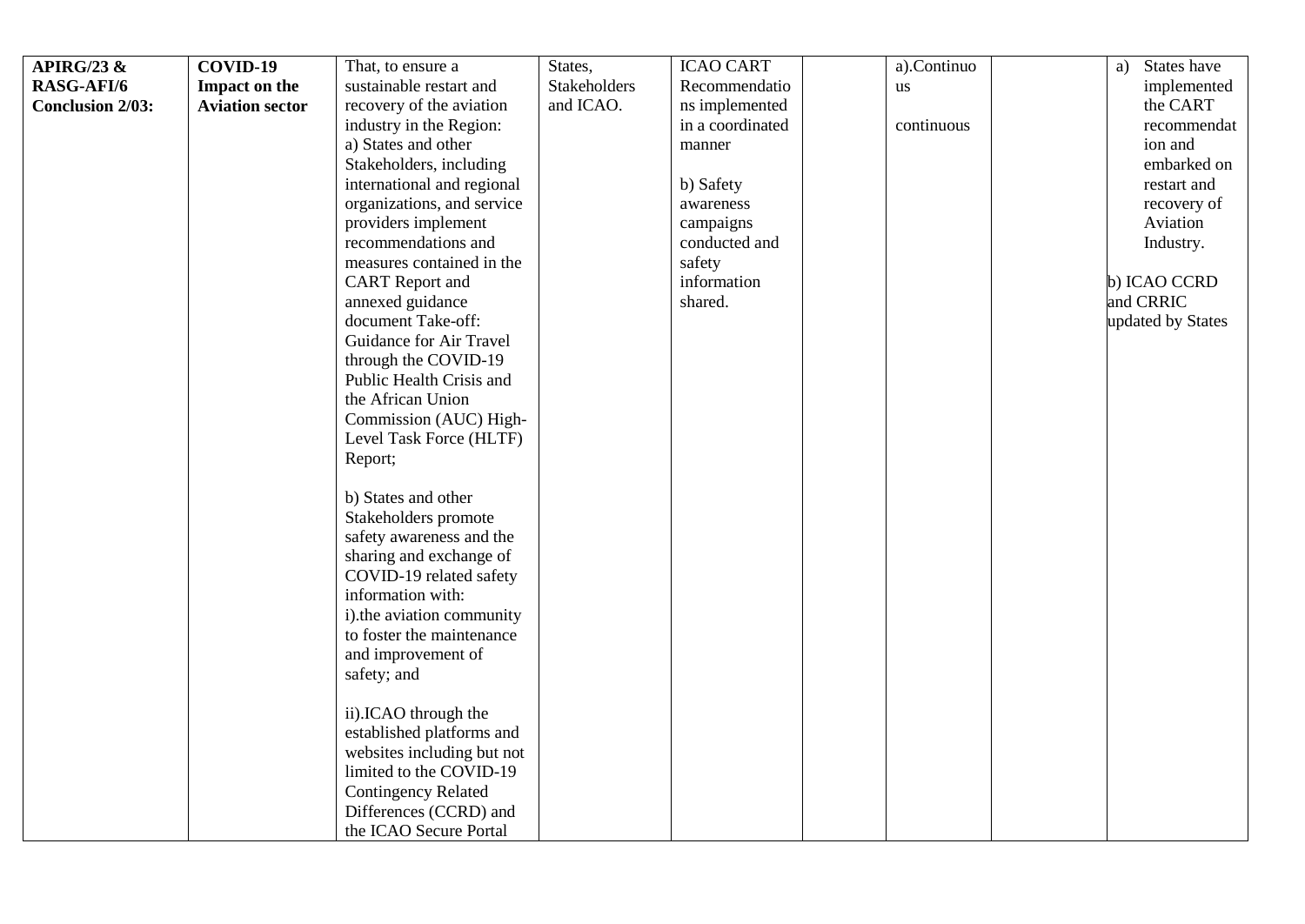| | | | | | | | | |
|---|---|---|---|---|---|---|---|---|
| **APIRG/23 & RASG-AFI/6 Conclusion 2/03:** | **COVID-19 Impact on the Aviation sector** | That, to ensure a sustainable restart and recovery of the aviation industry in the Region:<br>a) States and other Stakeholders, including international and regional organizations, and service providers implement recommendations and measures contained in the CART Report and annexed guidance document Take-off: Guidance for Air Travel through the COVID-19 Public Health Crisis and the African Union Commission (AUC) High-Level Task Force (HLTF) Report;<br><br>b) States and other Stakeholders promote safety awareness and the sharing and exchange of COVID-19 related safety information with:<br>i).the aviation community to foster the maintenance and improvement of safety; and<br><br>ii).ICAO through the established platforms and websites including but not limited to the COVID-19 Contingency Related Differences (CCRD) and the ICAO Secure Portal | States, Stakeholders and ICAO. | ICAO CART Recommendations implemented in a coordinated manner<br><br>b) Safety awareness campaigns conducted and safety information shared. | | a).Continuous<br><br>continuous | | a) States have implemented the CART recommendation and embarked on restart and recovery of Aviation Industry.<br><br>b) ICAO CCRD and CRRIC updated by States |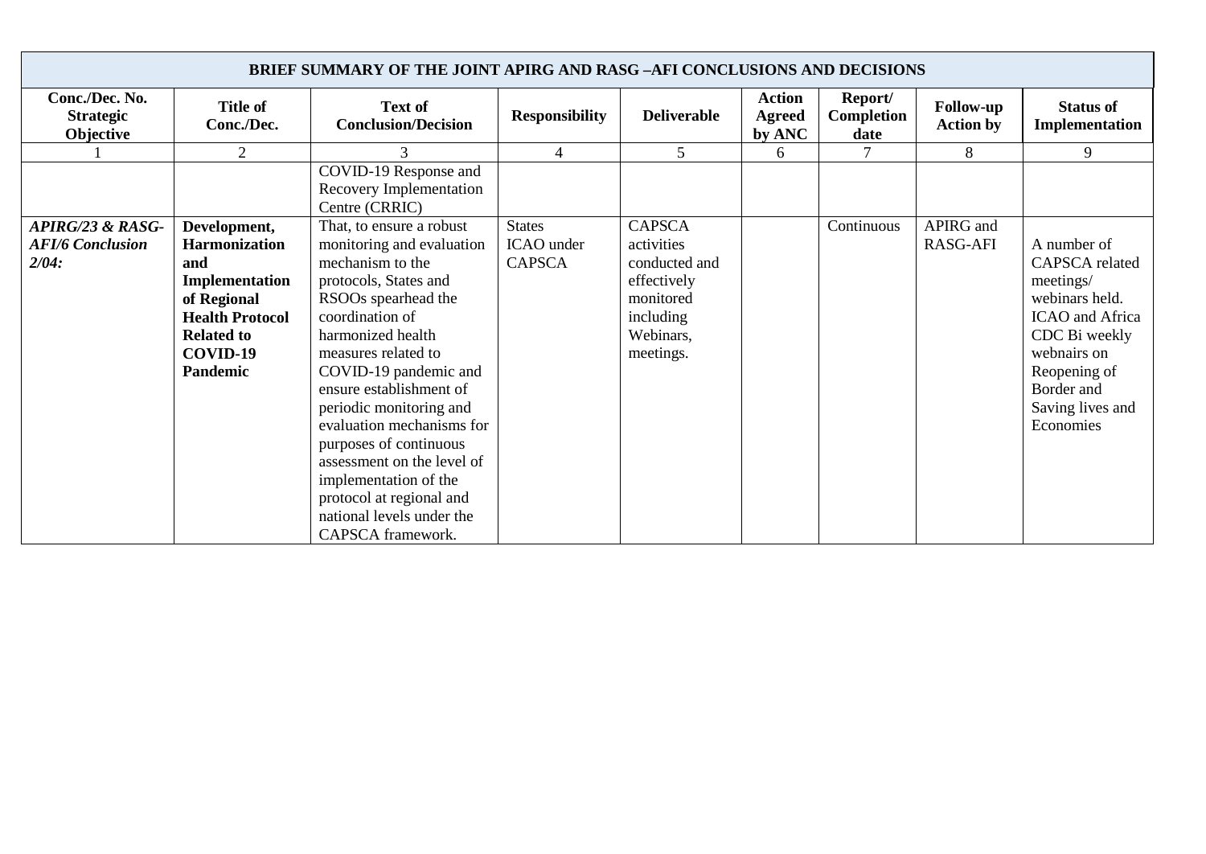| BRIEF SUMMARY OF THE JOINT APIRG AND RASG –AFI CONCLUSIONS AND DECISIONS | | | | | | | | |
|---|---|---|---|---|---|---|---|---|
| **Conc./Dec. No. Strategic Objective** | **Title of Conc./Dec.** | **Text of Conclusion/Decision** | **Responsibility** | **Deliverable** | **Action Agreed by ANC** | **Report/ Completion date** | **Follow-up Action by** | **Status of Implementation** |
| 1 | 2 | 3 | 4 | 5 | 6 | 7 | 8 | 9 |
| | | COVID-19 Response and Recovery Implementation Centre (CRRIC) | | | | | | |
| ***APIRG/23 & RASG-AFI/6 Conclusion 2/04:*** | **Development, Harmonization and Implementation of Regional Health Protocol Related to COVID-19 Pandemic** | That, to ensure a robust monitoring and evaluation mechanism to the protocols, States and RSOOs spearhead the coordination of harmonized health measures related to COVID-19 pandemic and ensure establishment of periodic monitoring and evaluation mechanisms for purposes of continuous assessment on the level of implementation of the protocol at regional and national levels under the CAPSCA framework. | States ICAO under CAPSCA | CAPSCA activities conducted and effectively monitored including Webinars, meetings. | | Continuous | APIRG and RASG-AFI | A number of CAPSCA related meetings/ webinars held. ICAO and Africa CDC Bi weekly webnairs on Reopening of Border and Saving lives and Economies |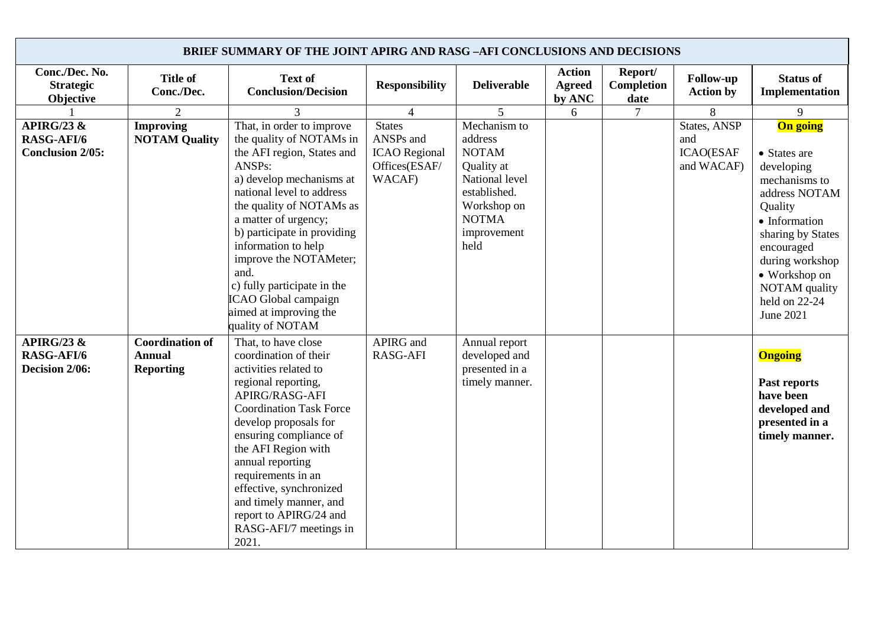| BRIEF SUMMARY OF THE JOINT APIRG AND RASG –AFI CONCLUSIONS AND DECISIONS | | | | | | | | |
|---|---|---|---|---|---|---|---|---|
| **Conc./Dec. No. Strategic Objective** | **Title of Conc./Dec.** | **Text of Conclusion/Decision** | **Responsibility** | **Deliverable** | **Action Agreed by ANC** | **Report/ Completion date** | **Follow-up Action by** | **Status of Implementation** |
| 1 | 2 | 3 | 4 | 5 | 6 | 7 | 8 | 9 |
| **APIRG/23 & RASG-AFI/6 Conclusion 2/05:** | **Improving NOTAM Quality** | That, in order to improve the quality of NOTAMs in the AFI region, States and ANSPs:<br>a) develop mechanisms at national level to address the quality of NOTAMs as a matter of urgency;<br>b) participate in providing information to help improve the NOTAMeter; and.<br>c) fully participate in the ICAO Global campaign aimed at improving the quality of NOTAM | States ANSPs and ICAO Regional Offices(ESAF/ WACAF) | Mechanism to address NOTAM Quality at National level established. Workshop on NOTMA improvement held | | | States, ANSP and ICAO(ESAF and WACAF) | **On going**<br>• States are developing mechanisms to address NOTAM Quality<br>• Information sharing by States encouraged during workshop<br>• Workshop on NOTAM quality held on 22-24 June 2021 |
| **APIRG/23 & RASG-AFI/6 Decision 2/06:** | **Coordination of Annual Reporting** | That, to have close coordination of their activities related to regional reporting, APIRG/RASG-AFI Coordination Task Force develop proposals for ensuring compliance of the AFI Region with annual reporting requirements in an effective, synchronized and timely manner, and report to APIRG/24 and RASG-AFI/7 meetings in 2021. | APIRG and RASG-AFI | Annual report developed and presented in a timely manner. | | | | **Ongoing**<br>**Past reports have been developed and presented in a timely manner.** |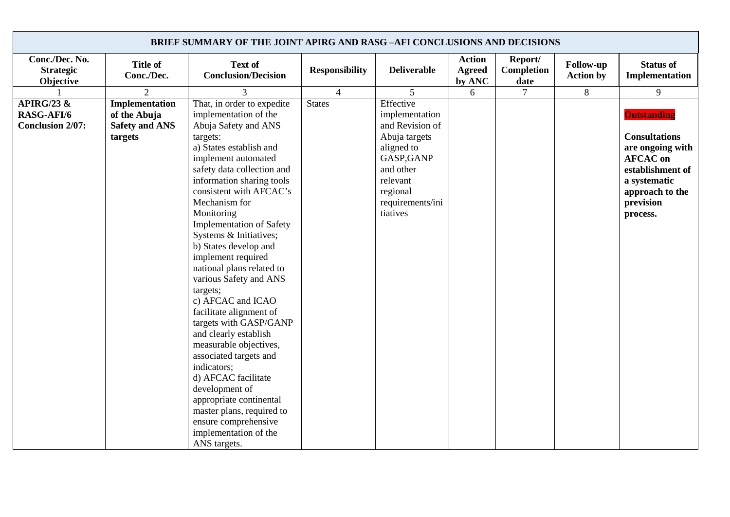| BRIEF SUMMARY OF THE JOINT APIRG AND RASG –AFI CONCLUSIONS AND DECISIONS | | | | | | | | |
|---|---|---|---|---|---|---|---|---|
| **Conc./Dec. No. Strategic Objective** | **Title of Conc./Dec.** | **Text of Conclusion/Decision** | **Responsibility** | **Deliverable** | **Action Agreed by ANC** | **Report/ Completion date** | **Follow-up Action by** | **Status of Implementation** |
| 1 | 2 | 3 | 4 | 5 | 6 | 7 | 8 | 9 |
| **APIRG/23 & RASG-AFI/6 Conclusion 2/07:** | **Implementation of the Abuja Safety and ANS targets** | That, in order to expedite implementation of the Abuja Safety and ANS targets:<br>a) States establish and implement automated safety data collection and information sharing tools consistent with AFCAC's Mechanism for Monitoring Implementation of Safety Systems & Initiatives;<br>b) States develop and implement required national plans related to various Safety and ANS targets;<br>c) AFCAC and ICAO facilitate alignment of targets with GASP/GANP and clearly establish measurable objectives, associated targets and indicators;<br>d) AFCAC facilitate development of appropriate continental master plans, required to ensure comprehensive implementation of the ANS targets. | States | Effective implementation and Revision of Abuja targets aligned to GASP,GANP and other relevant regional requirements/initiatives | | | | **Outstanding**<br><br>**Consultations are ongoing with AFCAC on establishment of a systematic approach to the prevision process.** |